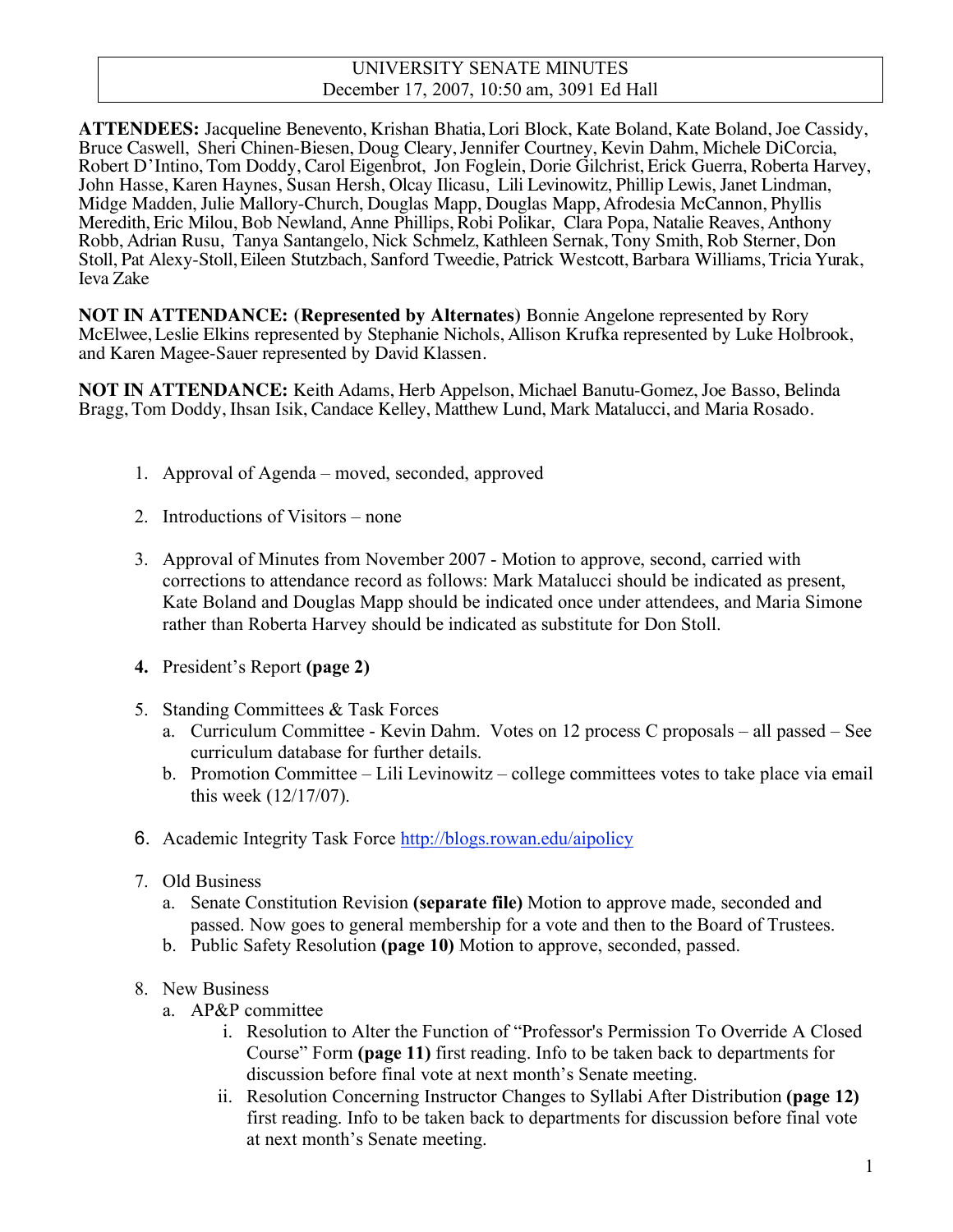UNIVERSITY SENATE MINUTES
December 17, 2007, 10:50 am, 3091 Ed Hall

**ATTENDEES:** Jacqueline Benevento, Krishan Bhatia, Lori Block, Kate Boland, Kate Boland, Joe Cassidy, Bruce Caswell, Sheri Chinen-Biesen, Doug Cleary, Jennifer Courtney, Kevin Dahm, Michele DiCorcia, Robert D'Intino, Tom Doddy, Carol Eigenbrot, Jon Foglein, Dorie Gilchrist, Erick Guerra, Roberta Harvey, John Hasse, Karen Haynes, Susan Hersh, Olcay Ilicasu, Lili Levinowitz, Phillip Lewis, Janet Lindman, Midge Madden, Julie Mallory-Church, Douglas Mapp, Douglas Mapp, Afrodesia McCannon, Phyllis Meredith, Eric Milou, Bob Newland, Anne Phillips, Robi Polikar, Clara Popa, Natalie Reaves, Anthony Robb, Adrian Rusu, Tanya Santangelo, Nick Schmelz, Kathleen Sernak, Tony Smith, Rob Sterner, Don Stoll, Pat Alexy-Stoll, Eileen Stutzbach, Sanford Tweedie, Patrick Westcott, Barbara Williams, Tricia Yurak, Ieva Zake

**NOT IN ATTENDANCE:** (**Represented by Alternates**) Bonnie Angelone represented by Rory McElwee, Leslie Elkins represented by Stephanie Nichols, Allison Krufka represented by Luke Holbrook, and Karen Magee-Sauer represented by David Klassen.

**NOT IN ATTENDANCE:** Keith Adams, Herb Appelson, Michael Banutu-Gomez, Joe Basso, Belinda Bragg, Tom Doddy, Ihsan Isik, Candace Kelley, Matthew Lund, Mark Matalucci, and Maria Rosado.

1. Approval of Agenda – moved, seconded, approved

2. Introductions of Visitors – none

3. Approval of Minutes from November 2007 - Motion to approve, second, carried with corrections to attendance record as follows: Mark Matalucci should be indicated as present, Kate Boland and Douglas Mapp should be indicated once under attendees, and Maria Simone rather than Roberta Harvey should be indicated as substitute for Don Stoll.

4. President's Report **(page 2)**

5. Standing Committees & Task Forces
   a. Curriculum Committee - Kevin Dahm. Votes on 12 process C proposals – all passed – See curriculum database for further details.
   b. Promotion Committee – Lili Levinowitz – college committees votes to take place via email this week (12/17/07).

6. Academic Integrity Task Force http://blogs.rowan.edu/aipolicy

7. Old Business
   a. Senate Constitution Revision **(separate file)** Motion to approve made, seconded and passed. Now goes to general membership for a vote and then to the Board of Trustees.
   b. Public Safety Resolution **(page 10)** Motion to approve, seconded, passed.

8. New Business
   a. AP&P committee
      i. Resolution to Alter the Function of "Professor's Permission To Override A Closed Course" Form **(page 11)** first reading. Info to be taken back to departments for discussion before final vote at next month's Senate meeting.
      ii. Resolution Concerning Instructor Changes to Syllabi After Distribution **(page 12)** first reading. Info to be taken back to departments for discussion before final vote at next month's Senate meeting.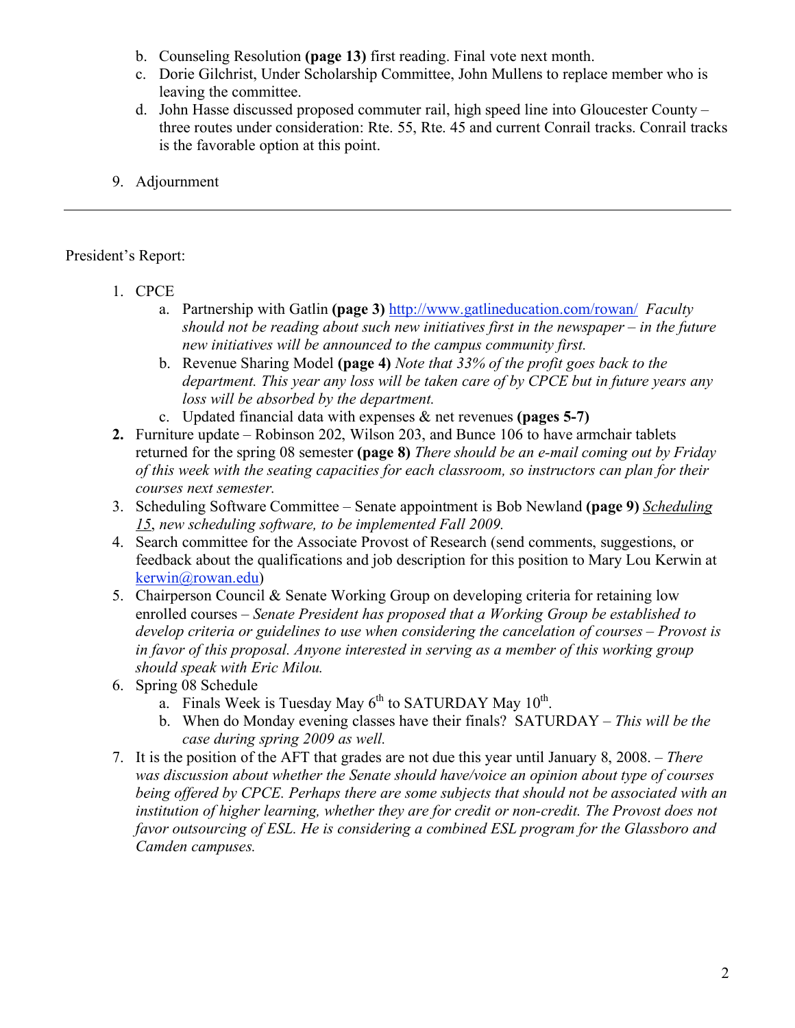b. Counseling Resolution **(page 13)** first reading. Final vote next month.
c. Dorie Gilchrist, Under Scholarship Committee, John Mullens to replace member who is leaving the committee.
d. John Hasse discussed proposed commuter rail, high speed line into Gloucester County – three routes under consideration: Rte. 55, Rte. 45 and current Conrail tracks. Conrail tracks is the favorable option at this point.

9. Adjournment

---

President's Report:

1. CPCE
   a. Partnership with Gatlin **(page 3)** http://www.gatlineducation.com/rowan/ *Faculty should not be reading about such new initiatives first in the newspaper – in the future new initiatives will be announced to the campus community first.*
   b. Revenue Sharing Model **(page 4)** *Note that 33% of the profit goes back to the department. This year any loss will be taken care of by CPCE but in future years any loss will be absorbed by the department.*
   c. Updated financial data with expenses & net revenues **(pages 5-7)**
2. Furniture update – Robinson 202, Wilson 203, and Bunce 106 to have armchair tablets returned for the spring 08 semester **(page 8)** *There should be an e-mail coming out by Friday of this week with the seating capacities for each classroom, so instructors can plan for their courses next semester.*
3. Scheduling Software Committee – Senate appointment is Bob Newland **(page 9)** *Scheduling 15, new scheduling software, to be implemented Fall 2009.*
4. Search committee for the Associate Provost of Research (send comments, suggestions, or feedback about the qualifications and job description for this position to Mary Lou Kerwin at kerwin@rowan.edu)
5. Chairperson Council & Senate Working Group on developing criteria for retaining low enrolled courses – *Senate President has proposed that a Working Group be established to develop criteria or guidelines to use when considering the cancelation of courses – Provost is in favor of this proposal. Anyone interested in serving as a member of this working group should speak with Eric Milou.*
6. Spring 08 Schedule
   a. Finals Week is Tuesday May 6th to SATURDAY May 10th.
   b. When do Monday evening classes have their finals? SATURDAY – *This will be the case during spring 2009 as well.*
7. It is the position of the AFT that grades are not due this year until January 8, 2008. – *There was discussion about whether the Senate should have/voice an opinion about type of courses being offered by CPCE. Perhaps there are some subjects that should not be associated with an institution of higher learning, whether they are for credit or non-credit. The Provost does not favor outsourcing of ESL. He is considering a combined ESL program for the Glassboro and Camden campuses.*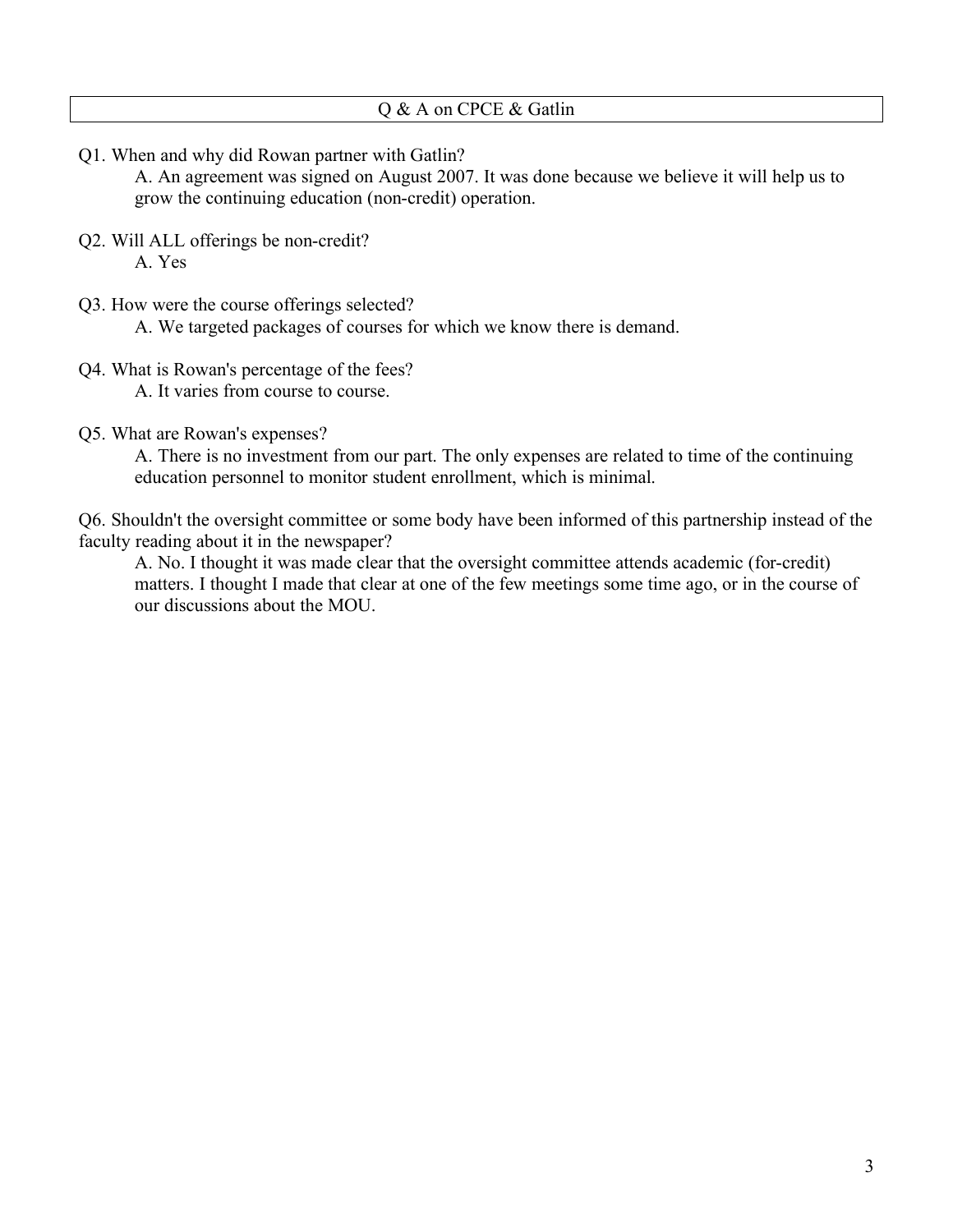## Q & A on CPCE & Gatlin

Q1. When and why did Rowan partner with Gatlin?

A. An agreement was signed on August 2007. It was done because we believe it will help us to grow the continuing education (non-credit) operation.

Q2. Will ALL offerings be non-credit?

A. Yes

Q3. How were the course offerings selected?

A. We targeted packages of courses for which we know there is demand.

Q4. What is Rowan's percentage of the fees?

A. It varies from course to course.

Q5. What are Rowan's expenses?

A. There is no investment from our part. The only expenses are related to time of the continuing education personnel to monitor student enrollment, which is minimal.

Q6. Shouldn't the oversight committee or some body have been informed of this partnership instead of the faculty reading about it in the newspaper?

A. No. I thought it was made clear that the oversight committee attends academic (for-credit) matters. I thought I made that clear at one of the few meetings some time ago, or in the course of our discussions about the MOU.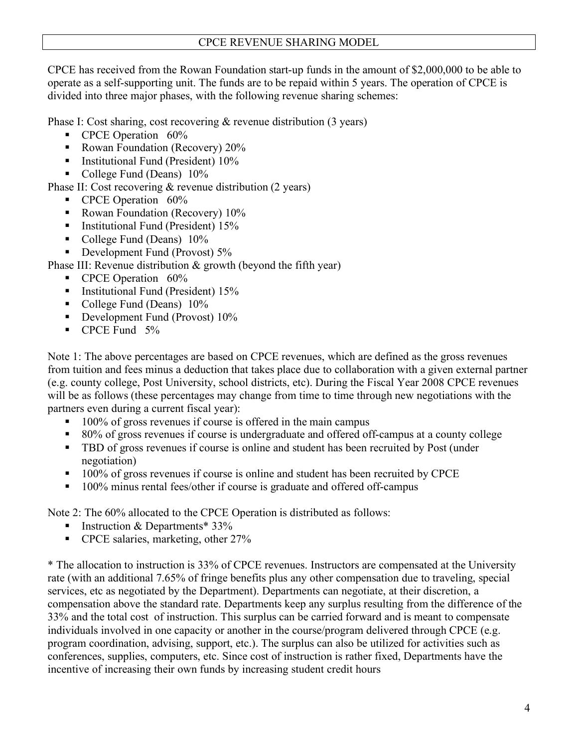# CPCE REVENUE SHARING MODEL

CPCE has received from the Rowan Foundation start-up funds in the amount of $2,000,000 to be able to operate as a self-supporting unit. The funds are to be repaid within 5 years. The operation of CPCE is divided into three major phases, with the following revenue sharing schemes:

Phase I: Cost sharing, cost recovering & revenue distribution (3 years)

- CPCE Operation 60%
- Rowan Foundation (Recovery) 20%
- Institutional Fund (President) 10%
- College Fund (Deans) 10%

Phase II: Cost recovering & revenue distribution (2 years)

- CPCE Operation 60%
- Rowan Foundation (Recovery) 10%
- Institutional Fund (President) 15%
- College Fund (Deans) 10%
- Development Fund (Provost) 5%

Phase III: Revenue distribution & growth (beyond the fifth year)

- CPCE Operation 60%
- Institutional Fund (President) 15%
- College Fund (Deans) 10%
- Development Fund (Provost) 10%
- CPCE Fund 5%

Note 1: The above percentages are based on CPCE revenues, which are defined as the gross revenues from tuition and fees minus a deduction that takes place due to collaboration with a given external partner (e.g. county college, Post University, school districts, etc). During the Fiscal Year 2008 CPCE revenues will be as follows (these percentages may change from time to time through new negotiations with the partners even during a current fiscal year):

- 100% of gross revenues if course is offered in the main campus
- 80% of gross revenues if course is undergraduate and offered off-campus at a county college
- TBD of gross revenues if course is online and student has been recruited by Post (under negotiation)
- 100% of gross revenues if course is online and student has been recruited by CPCE
- 100% minus rental fees/other if course is graduate and offered off-campus

Note 2: The 60% allocated to the CPCE Operation is distributed as follows:

- Instruction & Departments* 33%
- CPCE salaries, marketing, other 27%

\* The allocation to instruction is 33% of CPCE revenues. Instructors are compensated at the University rate (with an additional 7.65% of fringe benefits plus any other compensation due to traveling, special services, etc as negotiated by the Department). Departments can negotiate, at their discretion, a compensation above the standard rate. Departments keep any surplus resulting from the difference of the 33% and the total cost of instruction. This surplus can be carried forward and is meant to compensate individuals involved in one capacity or another in the course/program delivered through CPCE (e.g. program coordination, advising, support, etc.). The surplus can also be utilized for activities such as conferences, supplies, computers, etc. Since cost of instruction is rather fixed, Departments have the incentive of increasing their own funds by increasing student credit hours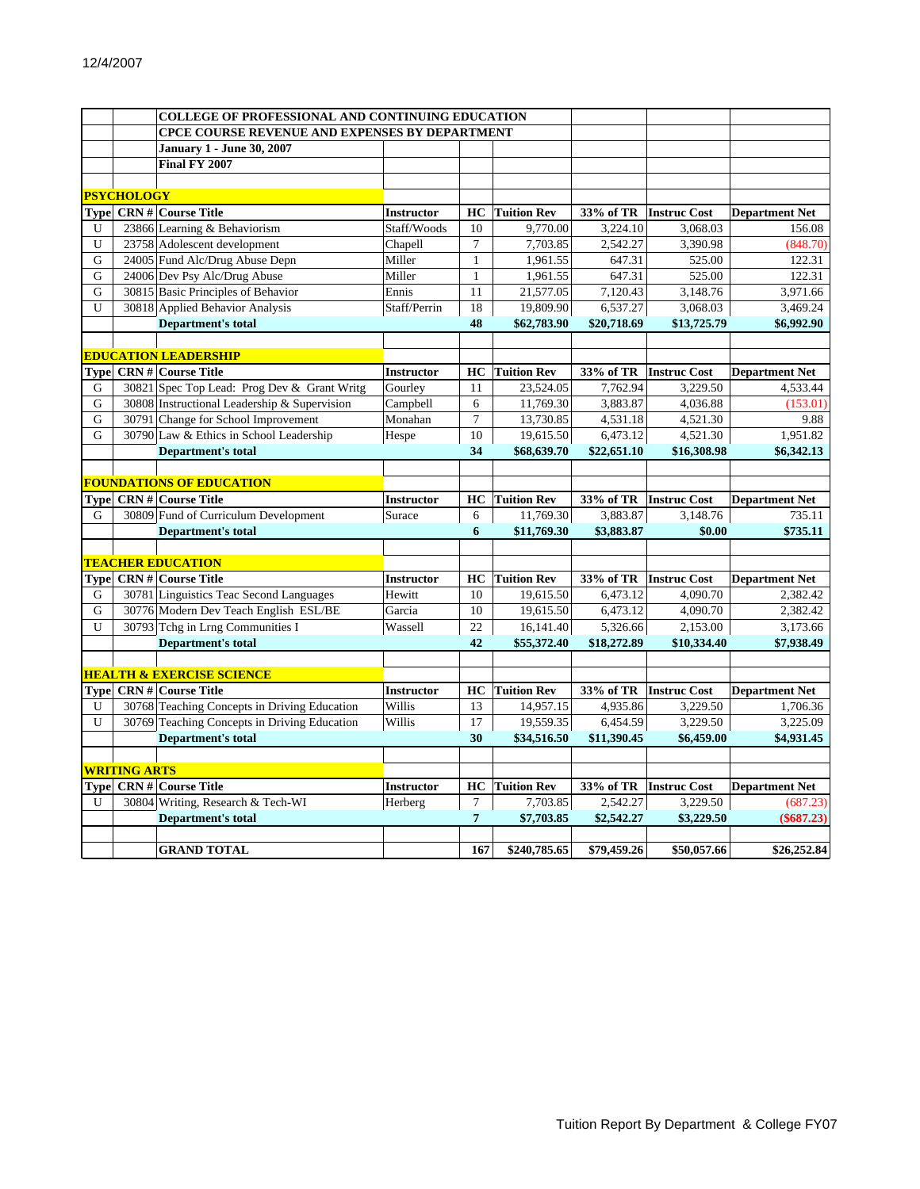12/4/2007

**COLLEGE OF PROFESSIONAL AND CONTINUING EDUCATION**

**CPCE COURSE REVENUE AND EXPENSES BY DEPARTMENT**

**January 1 - June 30, 2007**

**Final FY 2007**

**PSYCHOLOGY**

| Type | CRN # | Course Title | Instructor | HC | Tuition Rev | 33% of TR | Instruc Cost | Department Net |
|---|---|---|---|---|---|---|---|---|
| U | 23866 | Learning & Behaviorism | Staff/Woods | 10 | 9,770.00 | 3,224.10 | 3,068.03 | 156.08 |
| U | 23758 | Adolescent development | Chapell | 7 | 7,703.85 | 2,542.27 | 3,390.98 | (848.70) |
| G | 24005 | Fund Alc/Drug Abuse Depn | Miller | 1 | 1,961.55 | 647.31 | 525.00 | 122.31 |
| G | 24006 | Dev Psy Alc/Drug Abuse | Miller | 1 | 1,961.55 | 647.31 | 525.00 | 122.31 |
| G | 30815 | Basic Principles of Behavior | Ennis | 11 | 21,577.05 | 7,120.43 | 3,148.76 | 3,971.66 |
| U | 30818 | Applied Behavior Analysis | Staff/Perrin | 18 | 19,809.90 | 6,537.27 | 3,068.03 | 3,469.24 |
| | | **Department's total** | | **48** | **$62,783.90** | **$20,718.69** | **$13,725.79** | **$6,992.90** |

**EDUCATION LEADERSHIP**

| Type | CRN # | Course Title | Instructor | HC | Tuition Rev | 33% of TR | Instruc Cost | Department Net |
|---|---|---|---|---|---|---|---|---|
| G | 30821 | Spec Top Lead: Prog Dev & Grant Writg | Gourley | 11 | 23,524.05 | 7,762.94 | 3,229.50 | 4,533.44 |
| G | 30808 | Instructional Leadership & Supervision | Campbell | 6 | 11,769.30 | 3,883.87 | 4,036.88 | (153.01) |
| G | 30791 | Change for School Improvement | Monahan | 7 | 13,730.85 | 4,531.18 | 4,521.30 | 9.88 |
| G | 30790 | Law & Ethics in School Leadership | Hespe | 10 | 19,615.50 | 6,473.12 | 4,521.30 | 1,951.82 |
| | | **Department's total** | | **34** | **$68,639.70** | **$22,651.10** | **$16,308.98** | **$6,342.13** |

**FOUNDATIONS OF EDUCATION**

| Type | CRN # | Course Title | Instructor | HC | Tuition Rev | 33% of TR | Instruc Cost | Department Net |
|---|---|---|---|---|---|---|---|---|
| G | 30809 | Fund of Curriculum Development | Surace | 6 | 11,769.30 | 3,883.87 | 3,148.76 | 735.11 |
| | | **Department's total** | | **6** | **$11,769.30** | **$3,883.87** | **$0.00** | **$735.11** |

**TEACHER EDUCATION**

| Type | CRN # | Course Title | Instructor | HC | Tuition Rev | 33% of TR | Instruc Cost | Department Net |
|---|---|---|---|---|---|---|---|---|
| G | 30781 | Linguistics Teac Second Languages | Hewitt | 10 | 19,615.50 | 6,473.12 | 4,090.70 | 2,382.42 |
| G | 30776 | Modern Dev Teach English ESL/BE | Garcia | 10 | 19,615.50 | 6,473.12 | 4,090.70 | 2,382.42 |
| U | 30793 | Tchg in Lrng Communities I | Wassell | 22 | 16,141.40 | 5,326.66 | 2,153.00 | 3,173.66 |
| | | **Department's total** | | **42** | **$55,372.40** | **$18,272.89** | **$10,334.40** | **$7,938.49** |

**HEALTH & EXERCISE SCIENCE**

| Type | CRN # | Course Title | Instructor | HC | Tuition Rev | 33% of TR | Instruc Cost | Department Net |
|---|---|---|---|---|---|---|---|---|
| U | 30768 | Teaching Concepts in Driving Education | Willis | 13 | 14,957.15 | 4,935.86 | 3,229.50 | 1,706.36 |
| U | 30769 | Teaching Concepts in Driving Education | Willis | 17 | 19,559.35 | 6,454.59 | 3,229.50 | 3,225.09 |
| | | **Department's total** | | **30** | **$34,516.50** | **$11,390.45** | **$6,459.00** | **$4,931.45** |

**WRITING ARTS**

| Type | CRN # | Course Title | Instructor | HC | Tuition Rev | 33% of TR | Instruc Cost | Department Net |
|---|---|---|---|---|---|---|---|---|
| U | 30804 | Writing, Research & Tech-WI | Herberg | 7 | 7,703.85 | 2,542.27 | 3,229.50 | (687.23) |
| | | **Department's total** | | **7** | **$7,703.85** | **$2,542.27** | **$3,229.50** | **($687.23)** |
| | | **GRAND TOTAL** | | **167** | **$240,785.65** | **$79,459.26** | **$50,057.66** | **$26,252.84** |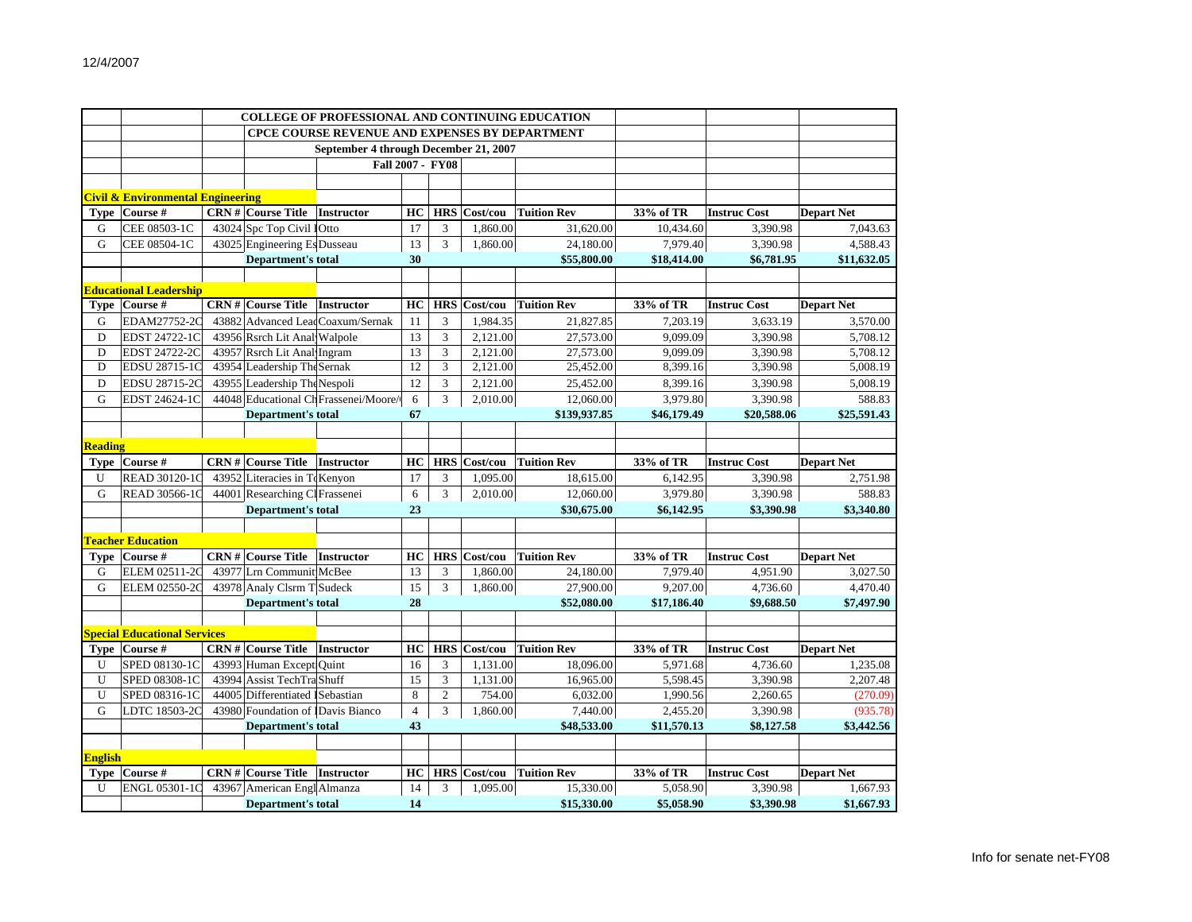12/4/2007

| | | | COLLEGE OF PROFESSIONAL AND CONTINUING EDUCATION | | | | | | | | |
|---|---|---|---|---|---|---|---|---|---|---|---|
| | | | CPCE COURSE REVENUE AND EXPENSES BY DEPARTMENT | | | | | | | | |
| | | | September 4 through December 21, 2007 | | | | | | | | |
| | | | Fall 2007 - FY08 | | | | | | | | |
| **Civil & Environmental Engineering** | | | | | | | | | | | |
| **Type** | **Course #** | **CRN #** | **Course Title** | **Instructor** | **HC** | **HRS** | **Cost/cou** | **Tuition Rev** | **33% of TR** | **Instruc Cost** | **Depart Net** |
| G | CEE 08503-1C | 43024 | Spc Top Civil I | Otto | 17 | 3 | 1,860.00 | 31,620.00 | 10,434.60 | 3,390.98 | 7,043.63 |
| G | CEE 08504-1C | 43025 | Engineering Es | Dusseau | 13 | 3 | 1,860.00 | 24,180.00 | 7,979.40 | 3,390.98 | 4,588.43 |
| | | | **Department's total** | | **30** | | | **$55,800.00** | **$18,414.00** | **$6,781.95** | **$11,632.05** |
| **Educational Leadership** | | | | | | | | | | | |
| **Type** | **Course #** | **CRN #** | **Course Title** | **Instructor** | **HC** | **HRS** | **Cost/cou** | **Tuition Rev** | **33% of TR** | **Instruc Cost** | **Depart Net** |
| G | EDAM27752-2C | 43882 | Advanced Lead | Coaxum/Sernak | 11 | 3 | 1,984.35 | 21,827.85 | 7,203.19 | 3,633.19 | 3,570.00 |
| D | EDST 24722-1C | 43956 | Rsrch Lit Anal | Walpole | 13 | 3 | 2,121.00 | 27,573.00 | 9,099.09 | 3,390.98 | 5,708.12 |
| D | EDST 24722-2C | 43957 | Rsrch Lit Anal | Ingram | 13 | 3 | 2,121.00 | 27,573.00 | 9,099.09 | 3,390.98 | 5,708.12 |
| D | EDSU 28715-1C | 43954 | Leadership The | Sernak | 12 | 3 | 2,121.00 | 25,452.00 | 8,399.16 | 3,390.98 | 5,008.19 |
| D | EDSU 28715-2C | 43955 | Leadership The | Nespoli | 12 | 3 | 2,121.00 | 25,452.00 | 8,399.16 | 3,390.98 | 5,008.19 |
| G | EDST 24624-1C | 44048 | Educational Ch | Frassenei/Moore/ | 6 | 3 | 2,010.00 | 12,060.00 | 3,979.80 | 3,390.98 | 588.83 |
| | | | **Department's total** | | **67** | | | **$139,937.85** | **$46,179.49** | **$20,588.06** | **$25,591.43** |
| **Reading** | | | | | | | | | | | |
| **Type** | **Course #** | **CRN #** | **Course Title** | **Instructor** | **HC** | **HRS** | **Cost/cou** | **Tuition Rev** | **33% of TR** | **Instruc Cost** | **Depart Net** |
| U | READ 30120-1C | 43952 | Literacies in T | Kenyon | 17 | 3 | 1,095.00 | 18,615.00 | 6,142.95 | 3,390.98 | 2,751.98 |
| G | READ 30566-1C | 44001 | Researching Cl | Frassenei | 6 | 3 | 2,010.00 | 12,060.00 | 3,979.80 | 3,390.98 | 588.83 |
| | | | **Department's total** | | **23** | | | **$30,675.00** | **$6,142.95** | **$3,390.98** | **$3,340.80** |
| **Teacher Education** | | | | | | | | | | | |
| **Type** | **Course #** | **CRN #** | **Course Title** | **Instructor** | **HC** | **HRS** | **Cost/cou** | **Tuition Rev** | **33% of TR** | **Instruc Cost** | **Depart Net** |
| G | ELEM 02511-2C | 43977 | Lrn Communit | McBee | 13 | 3 | 1,860.00 | 24,180.00 | 7,979.40 | 4,951.90 | 3,027.50 |
| G | ELEM 02550-2C | 43978 | Analy Clsrm T | Sudeck | 15 | 3 | 1,860.00 | 27,900.00 | 9,207.00 | 4,736.60 | 4,470.40 |
| | | | **Department's total** | | **28** | | | **$52,080.00** | **$17,186.40** | **$9,688.50** | **$7,497.90** |
| **Special Educational Services** | | | | | | | | | | | |
| **Type** | **Course #** | **CRN #** | **Course Title** | **Instructor** | **HC** | **HRS** | **Cost/cou** | **Tuition Rev** | **33% of TR** | **Instruc Cost** | **Depart Net** |
| U | SPED 08130-1C | 43993 | Human Except | Quint | 16 | 3 | 1,131.00 | 18,096.00 | 5,971.68 | 4,736.60 | 1,235.08 |
| U | SPED 08308-1C | 43994 | Assist TechTra | Shuff | 15 | 3 | 1,131.00 | 16,965.00 | 5,598.45 | 3,390.98 | 2,207.48 |
| U | SPED 08316-1C | 44005 | Differentiated I | Sebastian | 8 | 2 | 754.00 | 6,032.00 | 1,990.56 | 2,260.65 | (270.09) |
| G | LDTC 18503-2C | 43980 | Foundation of I | Davis Bianco | 4 | 3 | 1,860.00 | 7,440.00 | 2,455.20 | 3,390.98 | (935.78) |
| | | | **Department's total** | | **43** | | | **$48,533.00** | **$11,570.13** | **$8,127.58** | **$3,442.56** |
| **English** | | | | | | | | | | | |
| **Type** | **Course #** | **CRN #** | **Course Title** | **Instructor** | **HC** | **HRS** | **Cost/cou** | **Tuition Rev** | **33% of TR** | **Instruc Cost** | **Depart Net** |
| U | ENGL 05301-1C | 43967 | American Engl | Almanza | 14 | 3 | 1,095.00 | 15,330.00 | 5,058.90 | 3,390.98 | 1,667.93 |
| | | | **Department's total** | | **14** | | | **$15,330.00** | **$5,058.90** | **$3,390.98** | **$1,667.93** |

Info for senate net-FY08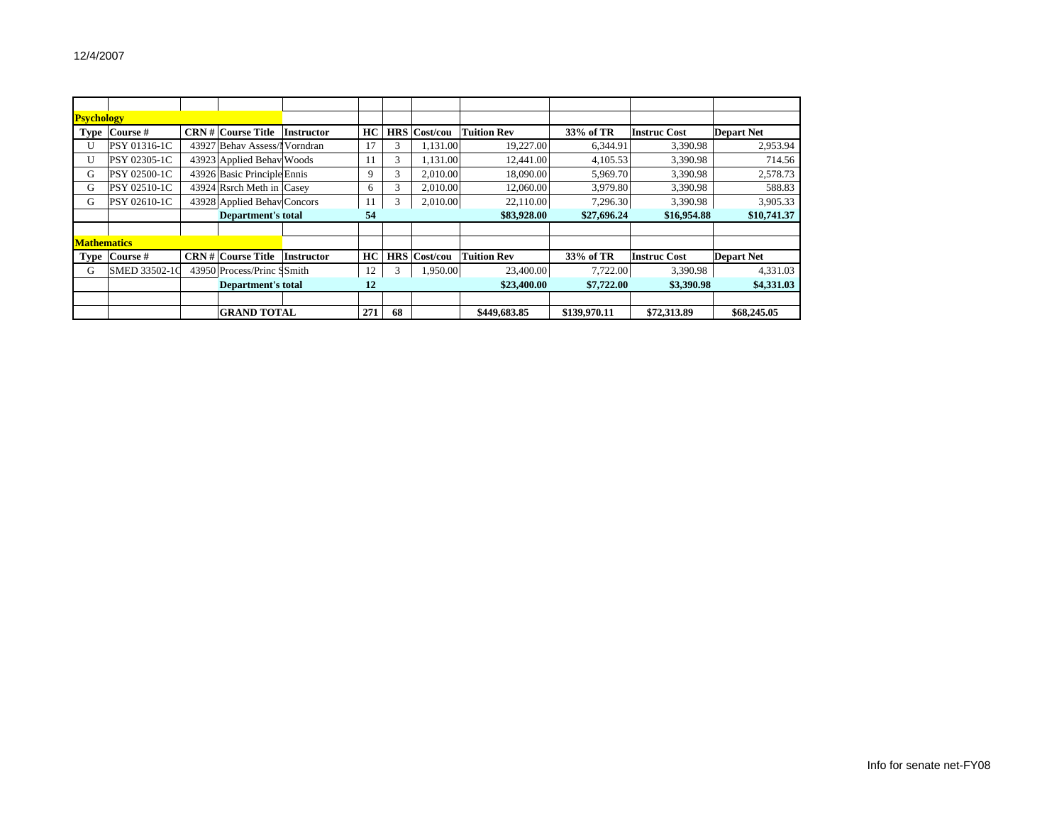12/4/2007

| | | | | | | | | | | | |
|---|---|---|---|---|---|---|---|---|---|---|---|
| **Psychology** | | | | | | | | | | | |
| **Type** | **Course #** | **CRN #** | **Course Title** | **Instructor** | **HC** | **HRS** | **Cost/cou** | **Tuition Rev** | **33% of TR** | **Instruc Cost** | **Depart Net** |
| U | PSY 01316-1C | 43927 | Behav Assess/I | Vorndran | 17 | 3 | 1,131.00 | 19,227.00 | 6,344.91 | 3,390.98 | 2,953.94 |
| U | PSY 02305-1C | 43923 | Applied Behav | Woods | 11 | 3 | 1,131.00 | 12,441.00 | 4,105.53 | 3,390.98 | 714.56 |
| G | PSY 02500-1C | 43926 | Basic Principle | Ennis | 9 | 3 | 2,010.00 | 18,090.00 | 5,969.70 | 3,390.98 | 2,578.73 |
| G | PSY 02510-1C | 43924 | Rsrch Meth in | Casey | 6 | 3 | 2,010.00 | 12,060.00 | 3,979.80 | 3,390.98 | 588.83 |
| G | PSY 02610-1C | 43928 | Applied Behav | Concors | 11 | 3 | 2,010.00 | 22,110.00 | 7,296.30 | 3,390.98 | 3,905.33 |
| | | | **Department's total** | | **54** | | | **$83,928.00** | **$27,696.24** | **$16,954.88** | **$10,741.37** |
| | | | | | | | | | | | |
| **Mathematics** | | | | | | | | | | | |
| **Type** | **Course #** | **CRN #** | **Course Title** | **Instructor** | **HC** | **HRS** | **Cost/cou** | **Tuition Rev** | **33% of TR** | **Instruc Cost** | **Depart Net** |
| G | SMED 33502-1C | 43950 | Process/Princ S | Smith | 12 | 3 | 1,950.00 | 23,400.00 | 7,722.00 | 3,390.98 | 4,331.03 |
| | | | **Department's total** | | **12** | | | **$23,400.00** | **$7,722.00** | **$3,390.98** | **$4,331.03** |
| | | | | | | | | | | | |
| | | | **GRAND TOTAL** | | **271** | **68** | | **$449,683.85** | **$139,970.11** | **$72,313.89** | **$68,245.05** |

Info for senate net-FY08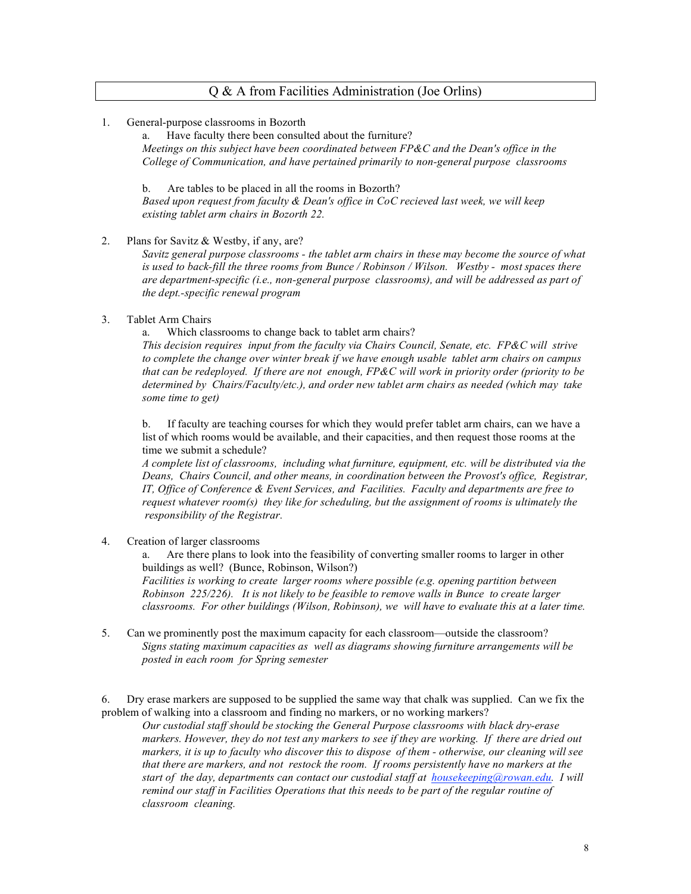## Q & A from Facilities Administration (Joe Orlins)

1. General-purpose classrooms in Bozorth

   a. Have faculty there been consulted about the furniture?

   *Meetings on this subject have been coordinated between FP&C and the Dean's office in the College of Communication, and have pertained primarily to non-general purpose classrooms*

   b. Are tables to be placed in all the rooms in Bozorth?

   *Based upon request from faculty & Dean's office in CoC recieved last week, we will keep existing tablet arm chairs in Bozorth 22.*

2. Plans for Savitz & Westby, if any, are?

   *Savitz general purpose classrooms - the tablet arm chairs in these may become the source of what is used to back-fill the three rooms from Bunce / Robinson / Wilson. Westby - most spaces there are department-specific (i.e., non-general purpose classrooms), and will be addressed as part of the dept.-specific renewal program*

3. Tablet Arm Chairs

   a. Which classrooms to change back to tablet arm chairs?

   *This decision requires input from the faculty via Chairs Council, Senate, etc. FP&C will strive to complete the change over winter break if we have enough usable tablet arm chairs on campus that can be redeployed. If there are not enough, FP&C will work in priority order (priority to be determined by Chairs/Faculty/etc.), and order new tablet arm chairs as needed (which may take some time to get)*

   b. If faculty are teaching courses for which they would prefer tablet arm chairs, can we have a list of which rooms would be available, and their capacities, and then request those rooms at the time we submit a schedule?

   *A complete list of classrooms, including what furniture, equipment, etc. will be distributed via the Deans, Chairs Council, and other means, in coordination between the Provost's office, Registrar, IT, Office of Conference & Event Services, and Facilities. Faculty and departments are free to request whatever room(s) they like for scheduling, but the assignment of rooms is ultimately the responsibility of the Registrar.*

4. Creation of larger classrooms

   a. Are there plans to look into the feasibility of converting smaller rooms to larger in other buildings as well? (Bunce, Robinson, Wilson?)

   *Facilities is working to create larger rooms where possible (e.g. opening partition between Robinson 225/226). It is not likely to be feasible to remove walls in Bunce to create larger classrooms. For other buildings (Wilson, Robinson), we will have to evaluate this at a later time.*

5. Can we prominently post the maximum capacity for each classroom—outside the classroom?

   *Signs stating maximum capacities as well as diagrams showing furniture arrangements will be posted in each room for Spring semester*

6. Dry erase markers are supposed to be supplied the same way that chalk was supplied. Can we fix the problem of walking into a classroom and finding no markers, or no working markers?

   *Our custodial staff should be stocking the General Purpose classrooms with black dry-erase markers. However, they do not test any markers to see if they are working. If there are dried out markers, it is up to faculty who discover this to dispose of them - otherwise, our cleaning will see that there are markers, and not restock the room. If rooms persistently have no markers at the start of the day, departments can contact our custodial staff at housekeeping@rowan.edu. I will remind our staff in Facilities Operations that this needs to be part of the regular routine of classroom cleaning.*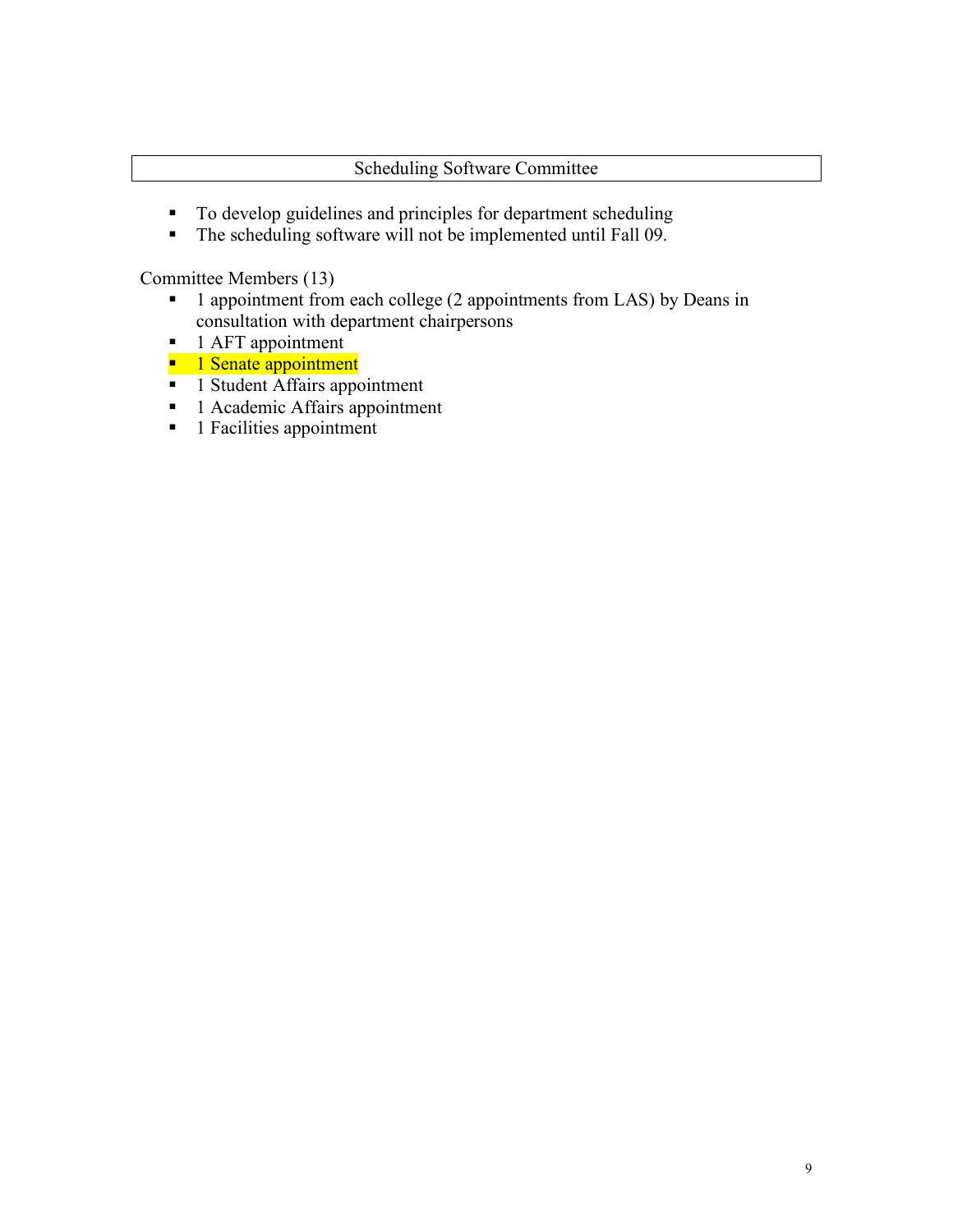## Scheduling Software Committee

- To develop guidelines and principles for department scheduling
- The scheduling software will not be implemented until Fall 09.

Committee Members (13)

- 1 appointment from each college (2 appointments from LAS) by Deans in consultation with department chairpersons
- 1 AFT appointment
- 1 Senate appointment
- 1 Student Affairs appointment
- 1 Academic Affairs appointment
- 1 Facilities appointment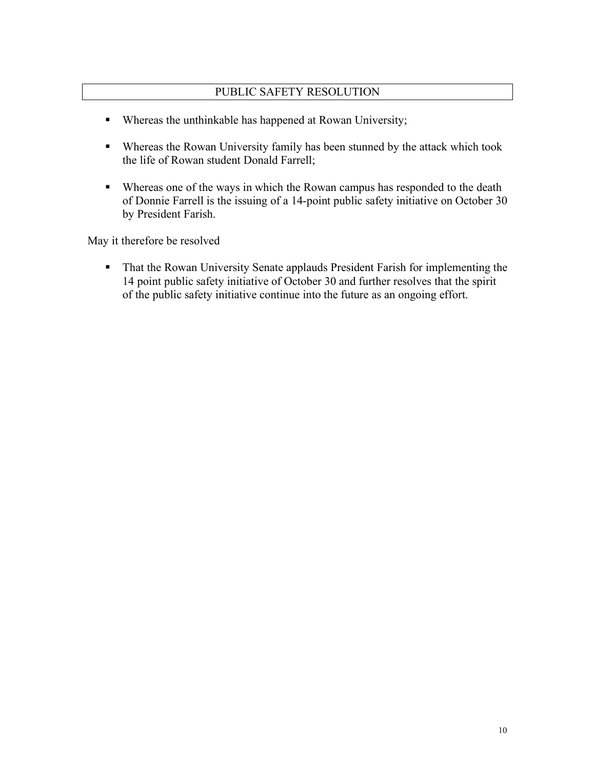## PUBLIC SAFETY RESOLUTION

- Whereas the unthinkable has happened at Rowan University;
- Whereas the Rowan University family has been stunned by the attack which took the life of Rowan student Donald Farrell;
- Whereas one of the ways in which the Rowan campus has responded to the death of Donnie Farrell is the issuing of a 14-point public safety initiative on October 30 by President Farish.

May it therefore be resolved

- That the Rowan University Senate applauds President Farish for implementing the 14 point public safety initiative of October 30 and further resolves that the spirit of the public safety initiative continue into the future as an ongoing effort.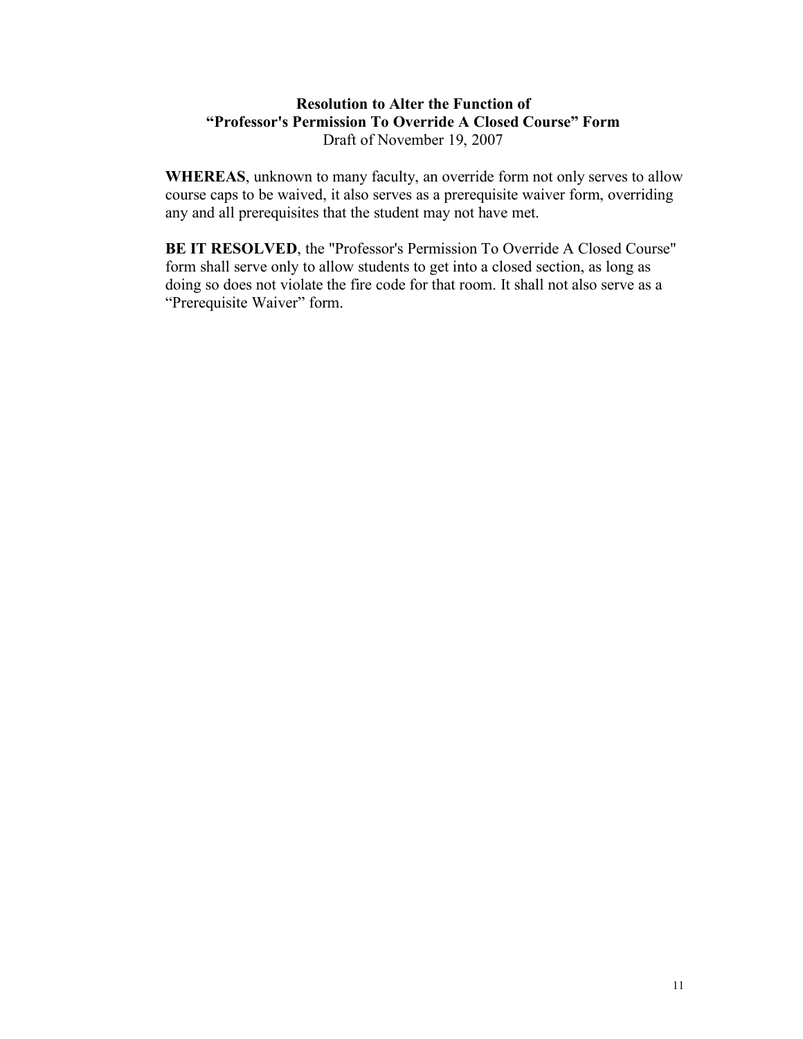**Resolution to Alter the Function of**
**"Professor's Permission To Override A Closed Course" Form**
Draft of November 19, 2007

**WHEREAS**, unknown to many faculty, an override form not only serves to allow course caps to be waived, it also serves as a prerequisite waiver form, overriding any and all prerequisites that the student may not have met.

**BE IT RESOLVED**, the "Professor's Permission To Override A Closed Course" form shall serve only to allow students to get into a closed section, as long as doing so does not violate the fire code for that room. It shall not also serve as a "Prerequisite Waiver" form.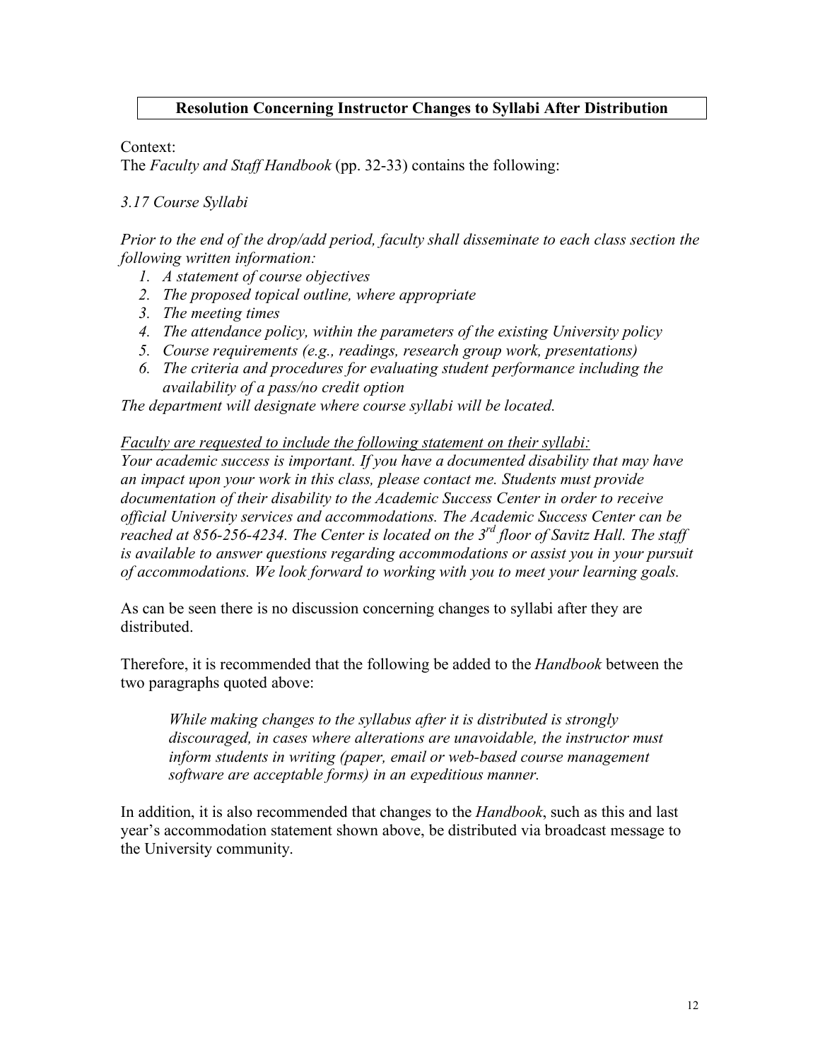**Resolution Concerning Instructor Changes to Syllabi After Distribution**

Context:
The *Faculty and Staff Handbook* (pp. 32-33) contains the following:

*3.17 Course Syllabi*

*Prior to the end of the drop/add period, faculty shall disseminate to each class section the following written information:*

1. *A statement of course objectives*
2. *The proposed topical outline, where appropriate*
3. *The meeting times*
4. *The attendance policy, within the parameters of the existing University policy*
5. *Course requirements (e.g., readings, research group work, presentations)*
6. *The criteria and procedures for evaluating student performance including the availability of a pass/no credit option*

*The department will designate where course syllabi will be located.*

*Faculty are requested to include the following statement on their syllabi:*
*Your academic success is important. If you have a documented disability that may have an impact upon your work in this class, please contact me. Students must provide documentation of their disability to the Academic Success Center in order to receive official University services and accommodations. The Academic Success Center can be reached at 856-256-4234. The Center is located on the 3rd floor of Savitz Hall. The staff is available to answer questions regarding accommodations or assist you in your pursuit of accommodations. We look forward to working with you to meet your learning goals.*

As can be seen there is no discussion concerning changes to syllabi after they are distributed.

Therefore, it is recommended that the following be added to the *Handbook* between the two paragraphs quoted above:

> *While making changes to the syllabus after it is distributed is strongly discouraged, in cases where alterations are unavoidable, the instructor must inform students in writing (paper, email or web-based course management software are acceptable forms) in an expeditious manner.*

In addition, it is also recommended that changes to the *Handbook*, such as this and last year's accommodation statement shown above, be distributed via broadcast message to the University community.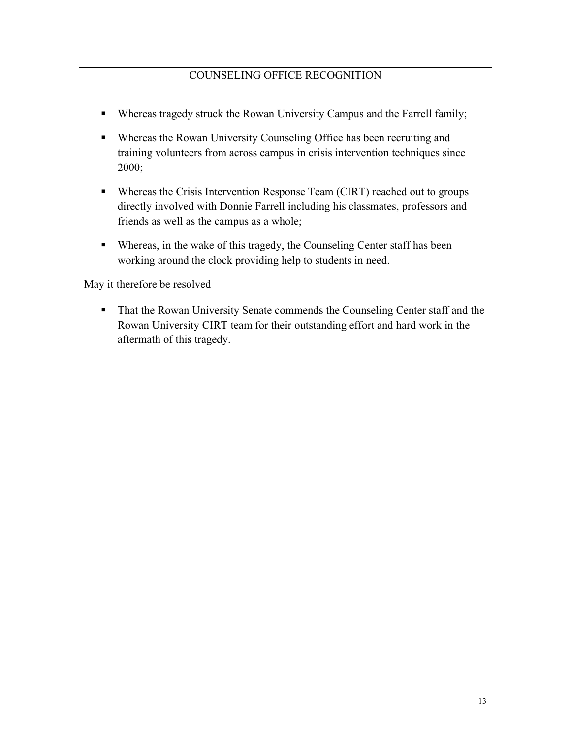## COUNSELING OFFICE RECOGNITION

- Whereas tragedy struck the Rowan University Campus and the Farrell family;
- Whereas the Rowan University Counseling Office has been recruiting and training volunteers from across campus in crisis intervention techniques since 2000;
- Whereas the Crisis Intervention Response Team (CIRT) reached out to groups directly involved with Donnie Farrell including his classmates, professors and friends as well as the campus as a whole;
- Whereas, in the wake of this tragedy, the Counseling Center staff has been working around the clock providing help to students in need.

May it therefore be resolved

- That the Rowan University Senate commends the Counseling Center staff and the Rowan University CIRT team for their outstanding effort and hard work in the aftermath of this tragedy.